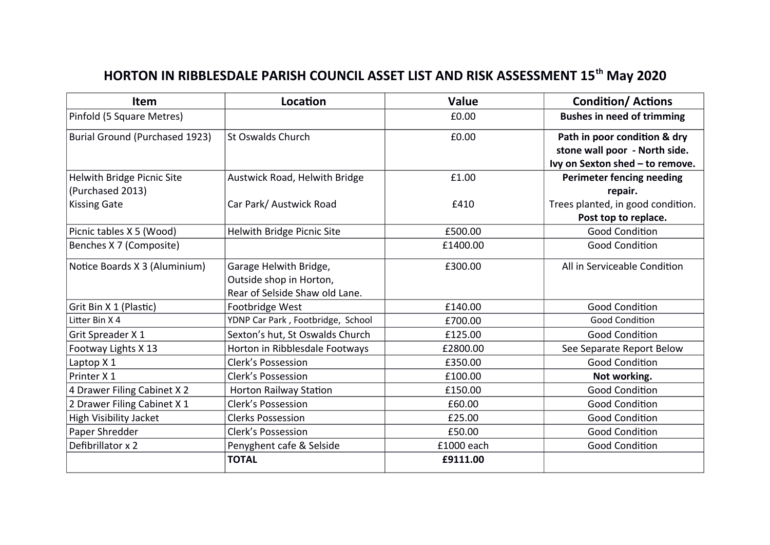# HORTON IN RIBBLESDALE PARISH COUNCIL ASSET LIST AND RISK ASSESSMENT 15th May 2020

| Item | Location | Value | Condition/ Actions |
|---|---|---|---|
| Pinfold (5 Square Metres) | | £0.00 | **Bushes in need of trimming** |
| Burial Ground (Purchased 1923) | St Oswalds Church | £0.00 | **Path in poor condition & dry stone wall poor - North side. Ivy on Sexton shed – to remove.** |
| Helwith Bridge Picnic Site (Purchased 2013)<br>Kissing Gate | Austwick Road, Helwith Bridge<br>Car Park/ Austwick Road | £1.00<br>£410 | **Perimeter fencing needing repair.**<br>Trees planted, in good condition. **Post top to replace.** |
| Picnic tables X 5 (Wood) | Helwith Bridge Picnic Site | £500.00 | Good Condition |
| Benches X 7 (Composite) | | £1400.00 | Good Condition |
| Notice Boards X 3 (Aluminium) | Garage Helwith Bridge, Outside shop in Horton, Rear of Selside Shaw old Lane. | £300.00 | All in Serviceable Condition |
| Grit Bin X 1 (Plastic) | Footbridge West | £140.00 | Good Condition |
| Litter Bin X 4 | YDNP Car Park , Footbridge, School | £700.00 | Good Condition |
| Grit Spreader X 1 | Sexton's hut, St Oswalds Church | £125.00 | Good Condition |
| Footway Lights X 13 | Horton in Ribblesdale Footways | £2800.00 | See Separate Report Below |
| Laptop X 1 | Clerk's Possession | £350.00 | Good Condition |
| Printer X 1 | Clerk's Possession | £100.00 | **Not working.** |
| 4 Drawer Filing Cabinet X 2 | Horton Railway Station | £150.00 | Good Condition |
| 2 Drawer Filing Cabinet X 1 | Clerk's Possession | £60.00 | Good Condition |
| High Visibility Jacket | Clerks Possession | £25.00 | Good Condition |
| Paper Shredder | Clerk's Possession | £50.00 | Good Condition |
| Defibrillator x 2 | Penyghent cafe & Selside | £1000 each | Good Condition |
| | **TOTAL** | **£9111.00** | |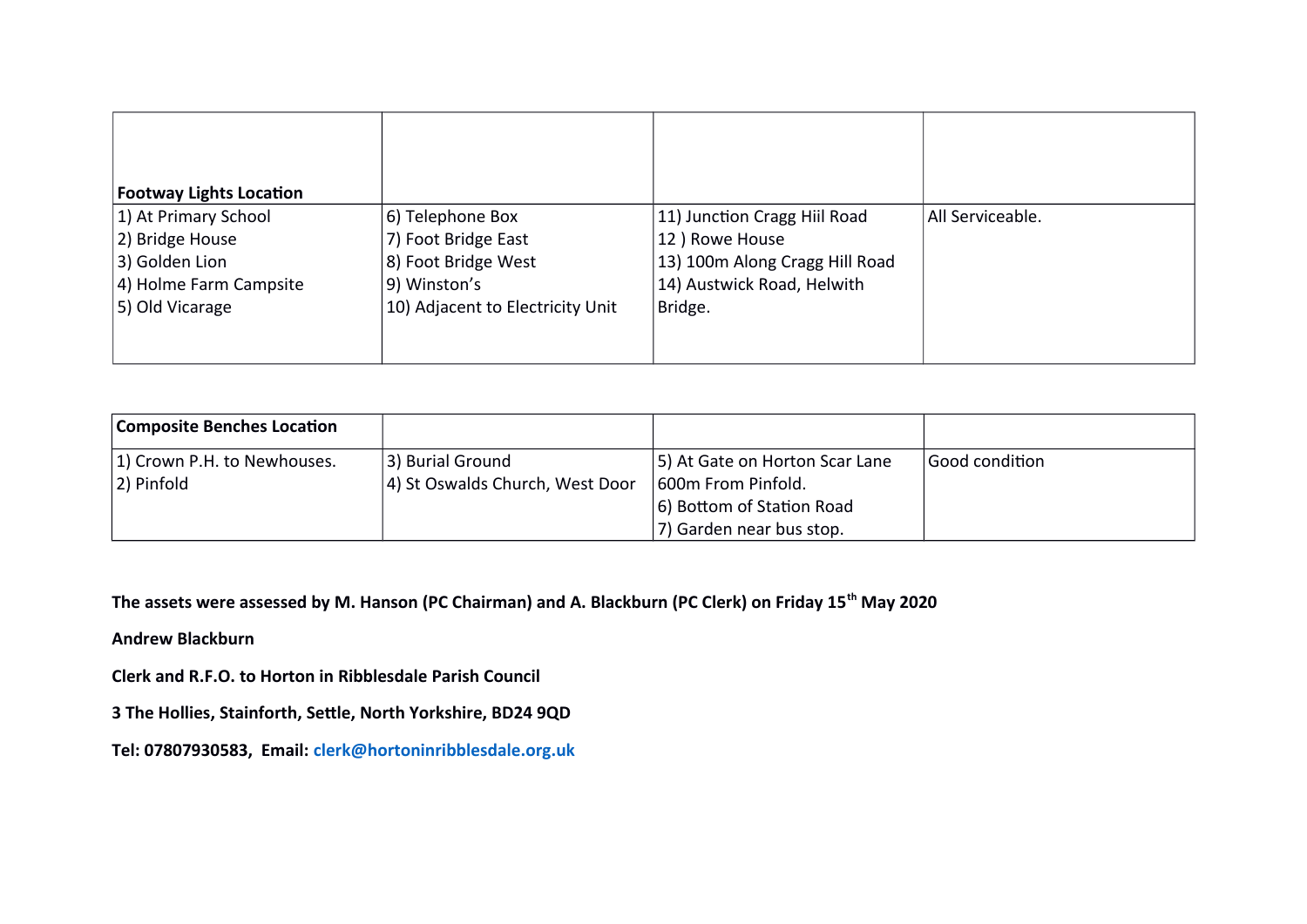| Footway Lights Location | | | |
|---|---|---|---|
| 1) At Primary School<br>2) Bridge House<br>3) Golden Lion<br>4) Holme Farm Campsite<br>5) Old Vicarage | 6) Telephone Box<br>7) Foot Bridge East<br>8) Foot Bridge West<br>9) Winston's<br>10) Adjacent to Electricity Unit | 11) Junction Cragg Hiil Road<br>12 ) Rowe House<br>13) 100m Along Cragg Hill Road<br>14) Austwick Road, Helwith Bridge. | All Serviceable. |

| Composite Benches Location | | | |
|---|---|---|---|
| 1) Crown P.H. to Newhouses.<br>2) Pinfold | 3) Burial Ground<br>4) St Oswalds Church, West Door | 5) At Gate on Horton Scar Lane 600m From Pinfold.<br>6) Bottom of Station Road<br>7) Garden near bus stop. | Good condition |

**The assets were assessed by M. Hanson (PC Chairman) and A. Blackburn (PC Clerk) on Friday 15th May 2020**

**Andrew Blackburn**

**Clerk and R.F.O. to Horton in Ribblesdale Parish Council**

**3 The Hollies, Stainforth, Settle, North Yorkshire, BD24 9QD**

**Tel: 07807930583, Email: clerk@hortoninribblesdale.org.uk**